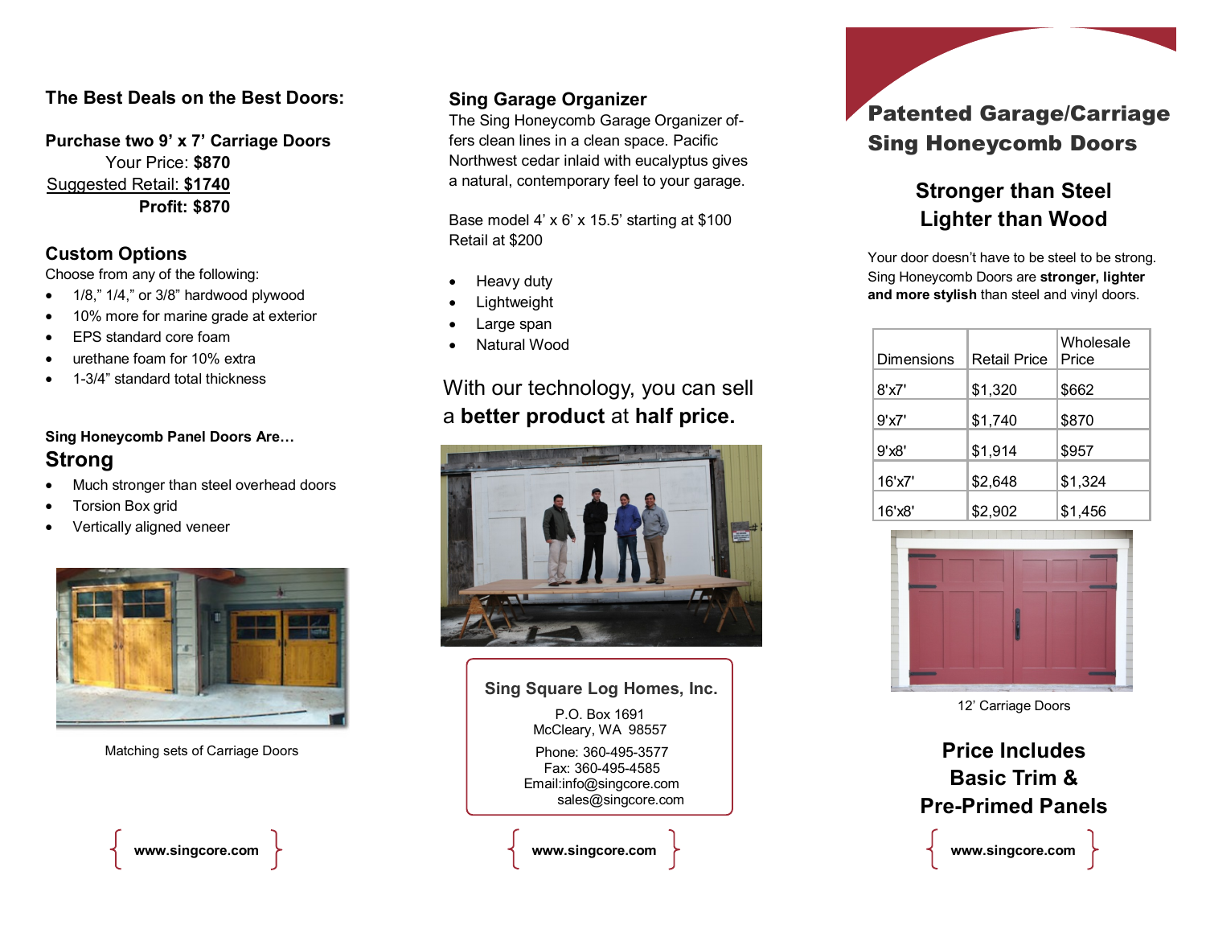## The Best Deals on the Best Doors:

**Purchase two 9' x 7' Carriage Doors**

Your Price: **$870**

Suggested Retail: **$1740**

**Profit: $870**

## Custom Options

Choose from any of the following:

- 1/8," 1/4," or 3/8" hardwood plywood
- 10% more for marine grade at exterior
- EPS standard core foam
- urethane foam for 10% extra
- 1-3/4" standard total thickness

**Sing Honeycomb Panel Doors Are…**

## Strong

- Much stronger than steel overhead doors
- Torsion Box grid
- Vertically aligned veneer

Matching sets of Carriage Doors

www.singcore.com

## Sing Garage Organizer

The Sing Honeycomb Garage Organizer offers clean lines in a clean space. Pacific Northwest cedar inlaid with eucalyptus gives a natural, contemporary feel to your garage.

Base model 4' x 6' x 15.5' starting at $100
Retail at $200

- Heavy duty
- Lightweight
- Large span
- Natural Wood

With our technology, you can sell a **better product** at **half price.**

**Sing Square Log Homes, Inc.**

P.O. Box 1691
McCleary, WA 98557

Phone: 360-495-3577
Fax: 360-495-4585
Email:info@singcore.com
sales@singcore.com

www.singcore.com

# Patented Garage/Carriage Sing Honeycomb Doors

## Stronger than Steel Lighter than Wood

Your door doesn't have to be steel to be strong. Sing Honeycomb Doors are **stronger, lighter and more stylish** than steel and vinyl doors.

| Dimensions | Retail Price | Wholesale Price |
|---|---|---|
| 8'x7' | $1,320 | $662 |
| 9'x7' | $1,740 | $870 |
| 9'x8' | $1,914 | $957 |
| 16'x7' | $2,648 | $1,324 |
| 16'x8' | $2,902 | $1,456 |

12' Carriage Doors

## Price Includes Basic Trim & Pre-Primed Panels

www.singcore.com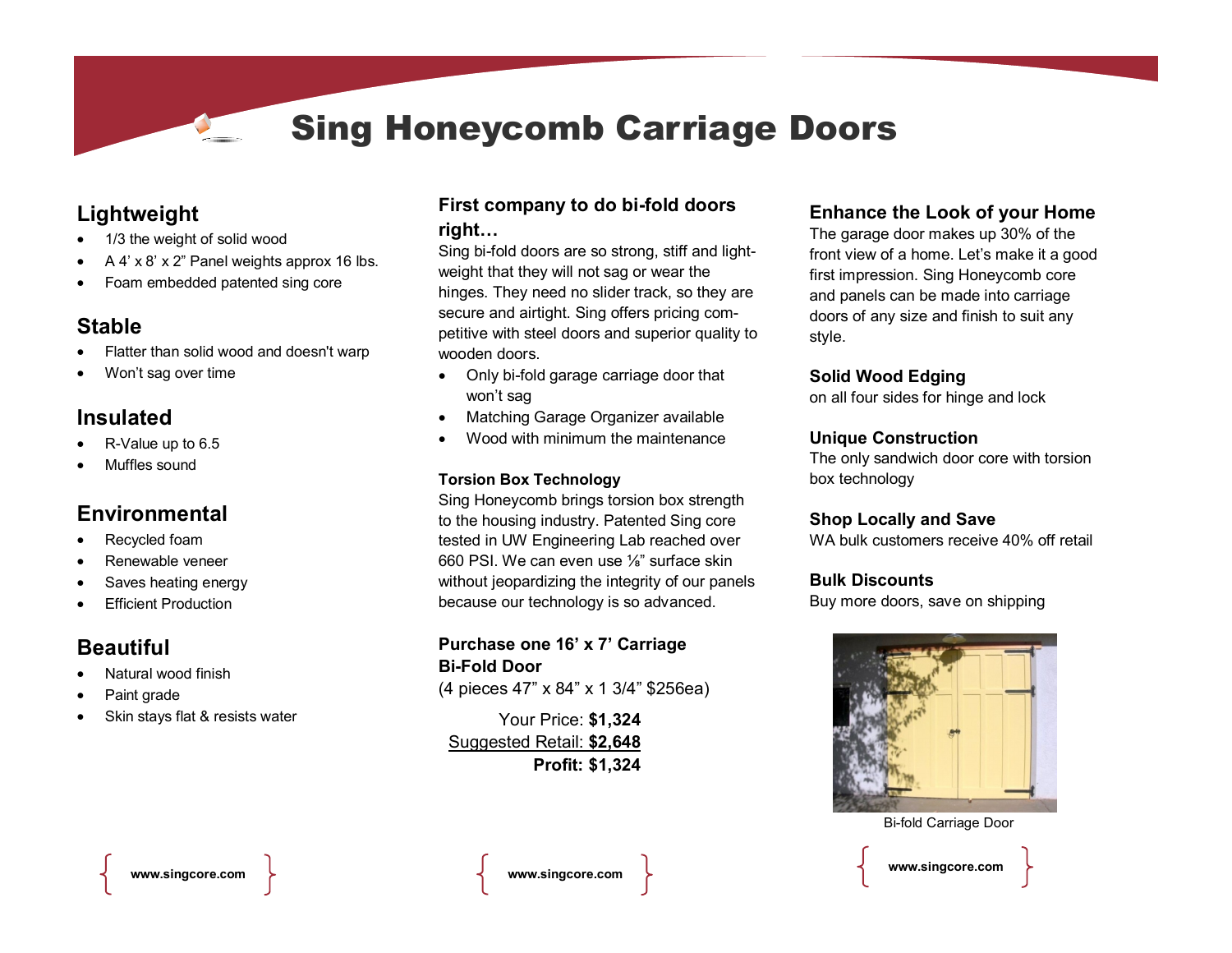# Sing Honeycomb Carriage Doors

## Lightweight

- 1/3 the weight of solid wood
- A 4' x 8' x 2" Panel weights approx 16 lbs.
- Foam embedded patented sing core

## Stable

- Flatter than solid wood and doesn't warp
- Won't sag over time

## Insulated

- R-Value up to 6.5
- Muffles sound

## Environmental

- Recycled foam
- Renewable veneer
- Saves heating energy
- Efficient Production

## Beautiful

- Natural wood finish
- Paint grade
- Skin stays flat & resists water

www.singcore.com

## First company to do bi-fold doors right…

Sing bi-fold doors are so strong, stiff and light-weight that they will not sag or wear the hinges. They need no slider track, so they are secure and airtight. Sing offers pricing competitive with steel doors and superior quality to wooden doors.

- Only bi-fold garage carriage door that won't sag
- Matching Garage Organizer available
- Wood with minimum the maintenance

### Torsion Box Technology

Sing Honeycomb brings torsion box strength to the housing industry. Patented Sing core tested in UW Engineering Lab reached over 660 PSI. We can even use ⅛" surface skin without jeopardizing the integrity of our panels because our technology is so advanced.

### Purchase one 16' x 7' Carriage Bi-Fold Door

(4 pieces 47" x 84" x 1 3/4" $256ea)

Your Price: **$1,324**
Suggested Retail: **$2,648**
**Profit: $1,324**

www.singcore.com

## Enhance the Look of your Home

The garage door makes up 30% of the front view of a home. Let's make it a good first impression. Sing Honeycomb core and panels can be made into carriage doors of any size and finish to suit any style.

### Solid Wood Edging

on all four sides for hinge and lock

### Unique Construction

The only sandwich door core with torsion box technology

### Shop Locally and Save

WA bulk customers receive 40% off retail

### Bulk Discounts

Buy more doors, save on shipping

Bi-fold Carriage Door

www.singcore.com